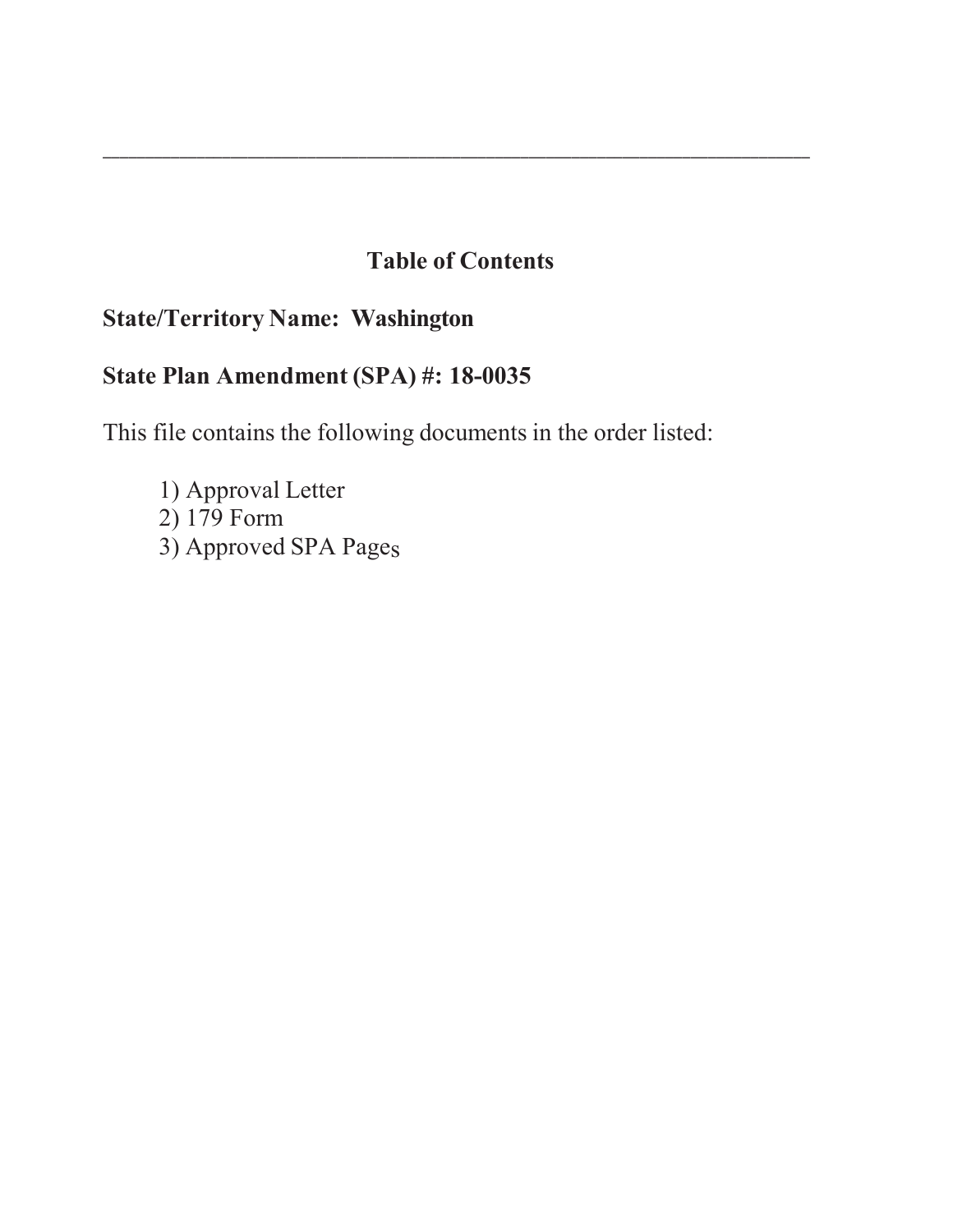---

## Table of Contents

**State/Territory Name: Washington**

**State Plan Amendment (SPA) #: 18-0035**

This file contains the following documents in the order listed:

1) Approval Letter
2) 179 Form
3) Approved SPA Pages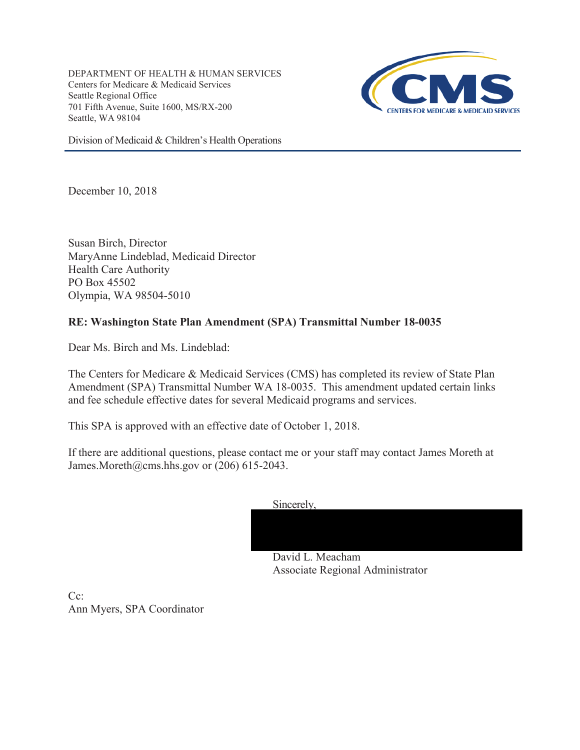DEPARTMENT OF HEALTH & HUMAN SERVICES
Centers for Medicare & Medicaid Services
Seattle Regional Office
701 Fifth Avenue, Suite 1600, MS/RX-200
Seattle, WA 98104

Division of Medicaid & Children's Health Operations

December 10, 2018

Susan Birch, Director
MaryAnne Lindeblad, Medicaid Director
Health Care Authority
PO Box 45502
Olympia, WA 98504-5010

**RE: Washington State Plan Amendment (SPA) Transmittal Number 18-0035**

Dear Ms. Birch and Ms. Lindeblad:

The Centers for Medicare & Medicaid Services (CMS) has completed its review of State Plan Amendment (SPA) Transmittal Number WA 18-0035. This amendment updated certain links and fee schedule effective dates for several Medicaid programs and services.

This SPA is approved with an effective date of October 1, 2018.

If there are additional questions, please contact me or your staff may contact James Moreth at James.Moreth@cms.hhs.gov or (206) 615-2043.

Sincerely,

David L. Meacham
Associate Regional Administrator

Cc:
Ann Myers, SPA Coordinator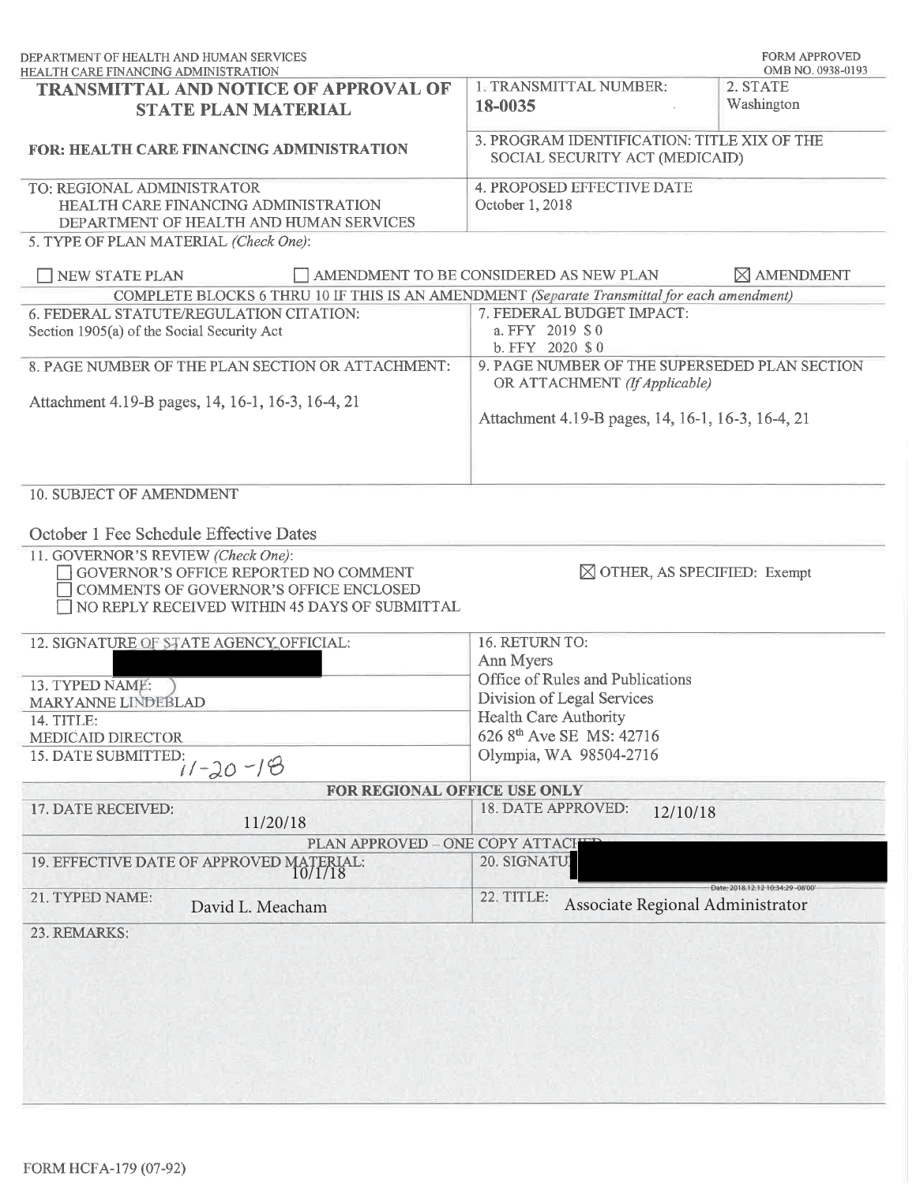DEPARTMENT OF HEALTH AND HUMAN SERVICES
HEALTH CARE FINANCING ADMINISTRATION

FORM APPROVED
OMB NO. 0938-0193

# TRANSMITTAL AND NOTICE OF APPROVAL OF STATE PLAN MATERIAL

**FOR: HEALTH CARE FINANCING ADMINISTRATION**

| | |
|---|---|
| 1. TRANSMITTAL NUMBER: **18-0035** | 2. STATE: Washington |
| 3. PROGRAM IDENTIFICATION: TITLE XIX OF THE SOCIAL SECURITY ACT (MEDICAID) | |

TO: REGIONAL ADMINISTRATOR
HEALTH CARE FINANCING ADMINISTRATION
DEPARTMENT OF HEALTH AND HUMAN SERVICES

4. PROPOSED EFFECTIVE DATE: October 1, 2018

5. TYPE OF PLAN MATERIAL *(Check One)*:

☐ NEW STATE PLAN ☐ AMENDMENT TO BE CONSIDERED AS NEW PLAN ☒ AMENDMENT

COMPLETE BLOCKS 6 THRU 10 IF THIS IS AN AMENDMENT *(Separate Transmittal for each amendment)*

| | |
|---|---|
| 6. FEDERAL STATUTE/REGULATION CITATION: Section 1905(a) of the Social Security Act | 7. FEDERAL BUDGET IMPACT: a. FFY 2019 $ 0 b. FFY 2020 $ 0 |
| 8. PAGE NUMBER OF THE PLAN SECTION OR ATTACHMENT: Attachment 4.19-B pages, 14, 16-1, 16-3, 16-4, 21 | 9. PAGE NUMBER OF THE SUPERSEDED PLAN SECTION OR ATTACHMENT *(If Applicable)*: Attachment 4.19-B pages, 14, 16-1, 16-3, 16-4, 21 |

10. SUBJECT OF AMENDMENT

October 1 Fee Schedule Effective Dates

11. GOVERNOR'S REVIEW *(Check One)*:

☐ GOVERNOR'S OFFICE REPORTED NO COMMENT
☐ COMMENTS OF GOVERNOR'S OFFICE ENCLOSED
☐ NO REPLY RECEIVED WITHIN 45 DAYS OF SUBMITTAL
☒ OTHER, AS SPECIFIED: Exempt

| | |
|---|---|
| 12. SIGNATURE OF STATE AGENCY OFFICIAL: [redacted] | 16. RETURN TO: Ann Myers, Office of Rules and Publications, Division of Legal Services, Health Care Authority, 626 8th Ave SE MS: 42716, Olympia, WA 98504-2716 |
| 13. TYPED NAME: MARYANNE LINDEBLAD | |
| 14. TITLE: MEDICAID DIRECTOR | |
| 15. DATE SUBMITTED: 11-20-18 | |

**FOR REGIONAL OFFICE USE ONLY**

| | |
|---|---|
| 17. DATE RECEIVED: 11/20/18 | 18. DATE APPROVED: 12/10/18 |

PLAN APPROVED – ONE COPY ATTACHED

| | |
|---|---|
| 19. EFFECTIVE DATE OF APPROVED MATERIAL: 10/1/18 | 20. SIGNATURE: [redacted] Date: 2018.12.12 10:34:29 -08'00' |
| 21. TYPED NAME: David L. Meacham | 22. TITLE: Associate Regional Administrator |

23. REMARKS:

FORM HCFA-179 (07-92)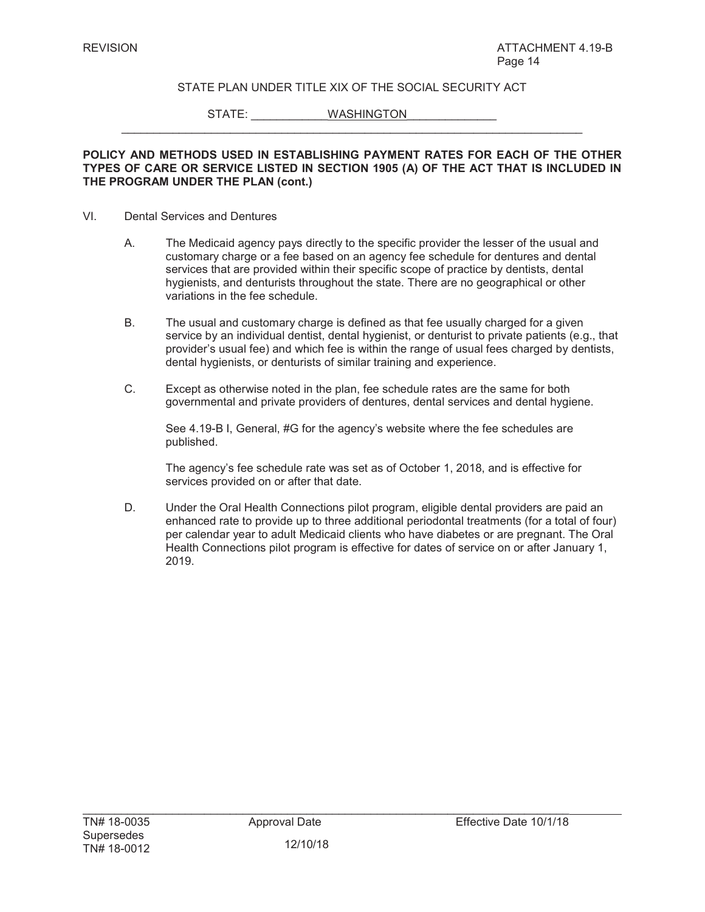REVISION ATTACHMENT 4.19-B

STATE PLAN UNDER TITLE XIX OF THE SOCIAL SECURITY ACT

STATE: WASHINGTON

**POLICY AND METHODS USED IN ESTABLISHING PAYMENT RATES FOR EACH OF THE OTHER TYPES OF CARE OR SERVICE LISTED IN SECTION 1905 (A) OF THE ACT THAT IS INCLUDED IN THE PROGRAM UNDER THE PLAN (cont.)**

VI. Dental Services and Dentures

A. The Medicaid agency pays directly to the specific provider the lesser of the usual and customary charge or a fee based on an agency fee schedule for dentures and dental services that are provided within their specific scope of practice by dentists, dental hygienists, and denturists throughout the state. There are no geographical or other variations in the fee schedule.

B. The usual and customary charge is defined as that fee usually charged for a given service by an individual dentist, dental hygienist, or denturist to private patients (e.g., that provider's usual fee) and which fee is within the range of usual fees charged by dentists, dental hygienists, or denturists of similar training and experience.

C. Except as otherwise noted in the plan, fee schedule rates are the same for both governmental and private providers of dentures, dental services and dental hygiene.

See 4.19-B I, General, #G for the agency's website where the fee schedules are published.

The agency's fee schedule rate was set as of October 1, 2018, and is effective for services provided on or after that date.

D. Under the Oral Health Connections pilot program, eligible dental providers are paid an enhanced rate to provide up to three additional periodontal treatments (for a total of four) per calendar year to adult Medicaid clients who have diabetes or are pregnant. The Oral Health Connections pilot program is effective for dates of service on or after January 1, 2019.

TN# 18-0035 Supersedes TN# 18-0012 | Approval Date 12/10/18 | Effective Date 10/1/18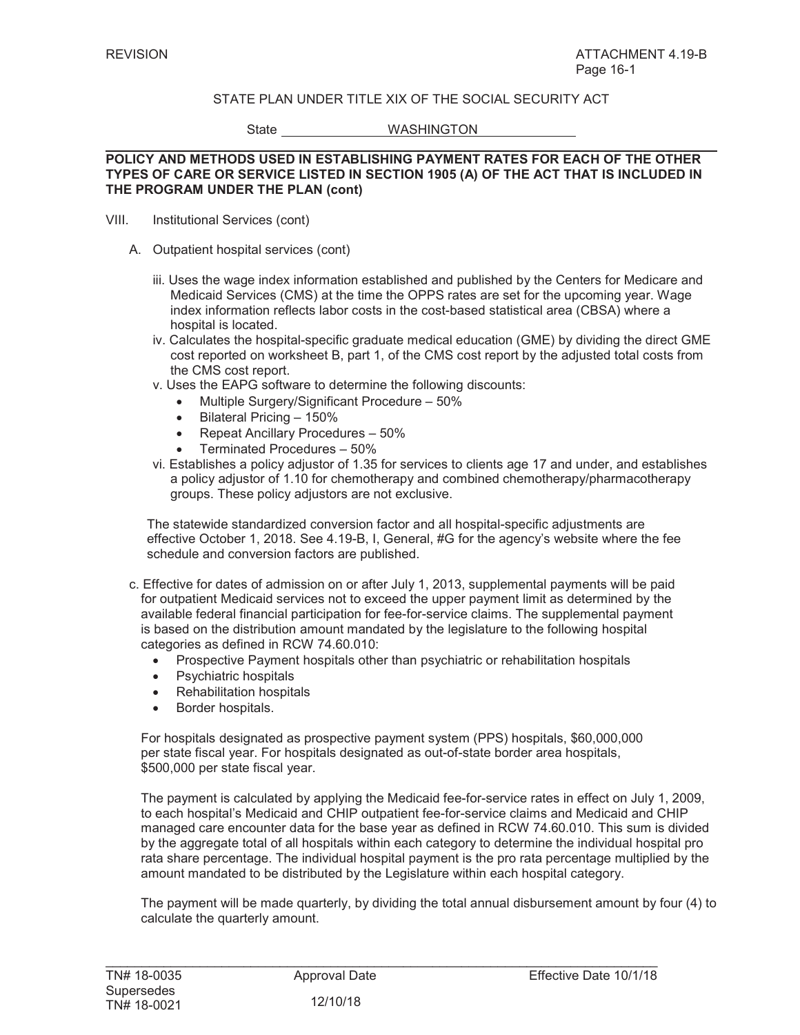REVISION ATTACHMENT 4.19-B
Page 16-1

STATE PLAN UNDER TITLE XIX OF THE SOCIAL SECURITY ACT

State WASHINGTON

**POLICY AND METHODS USED IN ESTABLISHING PAYMENT RATES FOR EACH OF THE OTHER TYPES OF CARE OR SERVICE LISTED IN SECTION 1905 (A) OF THE ACT THAT IS INCLUDED IN THE PROGRAM UNDER THE PLAN (cont)**

VIII. Institutional Services (cont)

A. Outpatient hospital services (cont)

iii. Uses the wage index information established and published by the Centers for Medicare and Medicaid Services (CMS) at the time the OPPS rates are set for the upcoming year. Wage index information reflects labor costs in the cost-based statistical area (CBSA) where a hospital is located.

iv. Calculates the hospital-specific graduate medical education (GME) by dividing the direct GME cost reported on worksheet B, part 1, of the CMS cost report by the adjusted total costs from the CMS cost report.

v. Uses the EAPG software to determine the following discounts:

- Multiple Surgery/Significant Procedure – 50%
- Bilateral Pricing – 150%
- Repeat Ancillary Procedures – 50%
- Terminated Procedures – 50%

vi. Establishes a policy adjustor of 1.35 for services to clients age 17 and under, and establishes a policy adjustor of 1.10 for chemotherapy and combined chemotherapy/pharmacotherapy groups. These policy adjustors are not exclusive.

The statewide standardized conversion factor and all hospital-specific adjustments are effective October 1, 2018. See 4.19-B, I, General, #G for the agency's website where the fee schedule and conversion factors are published.

c. Effective for dates of admission on or after July 1, 2013, supplemental payments will be paid for outpatient Medicaid services not to exceed the upper payment limit as determined by the available federal financial participation for fee-for-service claims. The supplemental payment is based on the distribution amount mandated by the legislature to the following hospital categories as defined in RCW 74.60.010:

- Prospective Payment hospitals other than psychiatric or rehabilitation hospitals
- Psychiatric hospitals
- Rehabilitation hospitals
- Border hospitals.

For hospitals designated as prospective payment system (PPS) hospitals, $60,000,000 per state fiscal year. For hospitals designated as out-of-state border area hospitals, $500,000 per state fiscal year.

The payment is calculated by applying the Medicaid fee-for-service rates in effect on July 1, 2009, to each hospital's Medicaid and CHIP outpatient fee-for-service claims and Medicaid and CHIP managed care encounter data for the base year as defined in RCW 74.60.010. This sum is divided by the aggregate total of all hospitals within each category to determine the individual hospital pro rata share percentage. The individual hospital payment is the pro rata percentage multiplied by the amount mandated to be distributed by the Legislature within each hospital category.

The payment will be made quarterly, by dividing the total annual disbursement amount by four (4) to calculate the quarterly amount.

TN# 18-0035 Approval Date 12/10/18 Effective Date 10/1/18
Supersedes
TN# 18-0021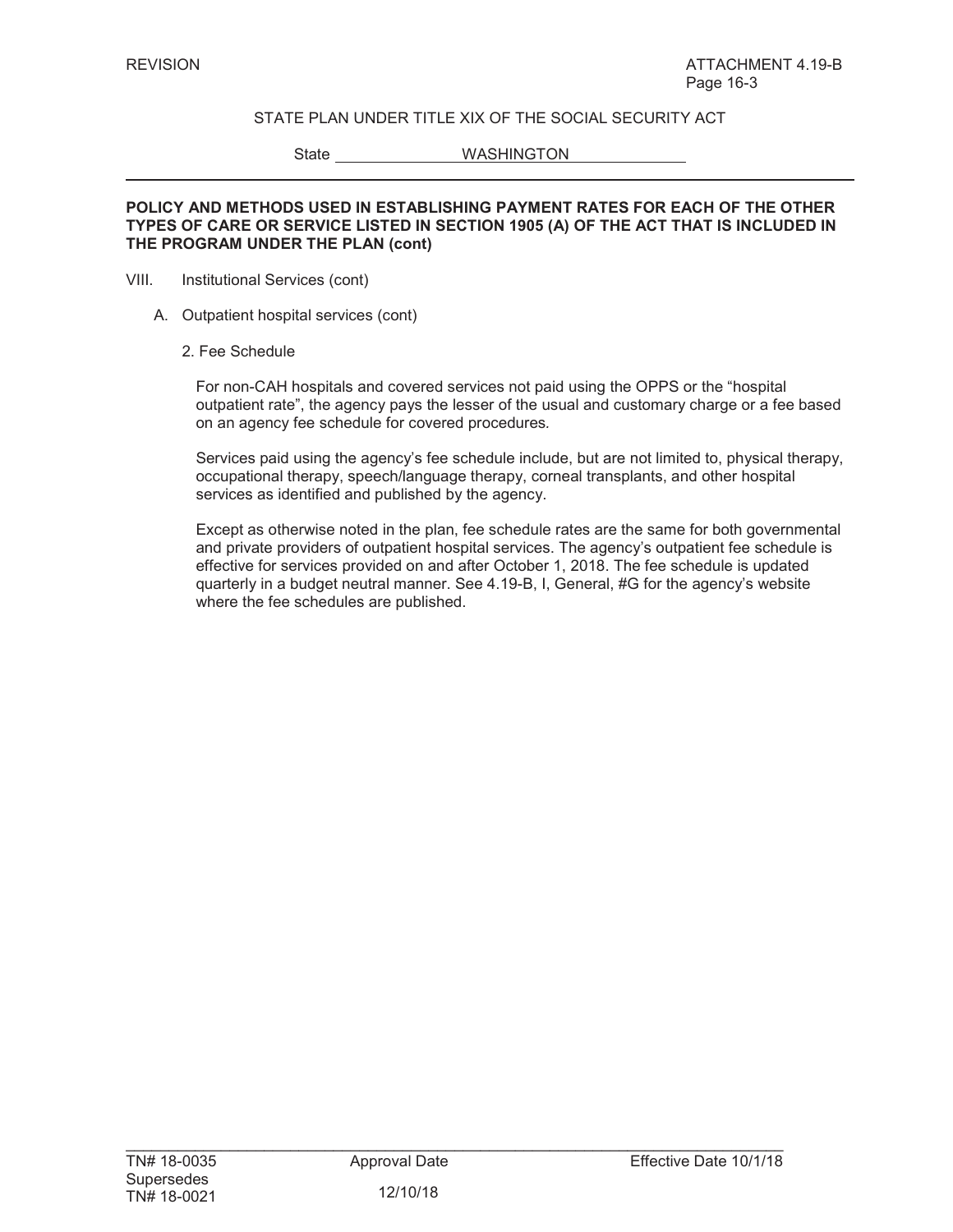STATE PLAN UNDER TITLE XIX OF THE SOCIAL SECURITY ACT

State WASHINGTON

**POLICY AND METHODS USED IN ESTABLISHING PAYMENT RATES FOR EACH OF THE OTHER TYPES OF CARE OR SERVICE LISTED IN SECTION 1905 (A) OF THE ACT THAT IS INCLUDED IN THE PROGRAM UNDER THE PLAN (cont)**

VIII. Institutional Services (cont)

A. Outpatient hospital services (cont)

2. Fee Schedule

For non-CAH hospitals and covered services not paid using the OPPS or the "hospital outpatient rate", the agency pays the lesser of the usual and customary charge or a fee based on an agency fee schedule for covered procedures.

Services paid using the agency's fee schedule include, but are not limited to, physical therapy, occupational therapy, speech/language therapy, corneal transplants, and other hospital services as identified and published by the agency.

Except as otherwise noted in the plan, fee schedule rates are the same for both governmental and private providers of outpatient hospital services. The agency's outpatient fee schedule is effective for services provided on and after October 1, 2018. The fee schedule is updated quarterly in a budget neutral manner. See 4.19-B, I, General, #G for the agency's website where the fee schedules are published.

TN# 18-0035 Approval Date 12/10/18 Effective Date 10/1/18
Supersedes
TN# 18-0021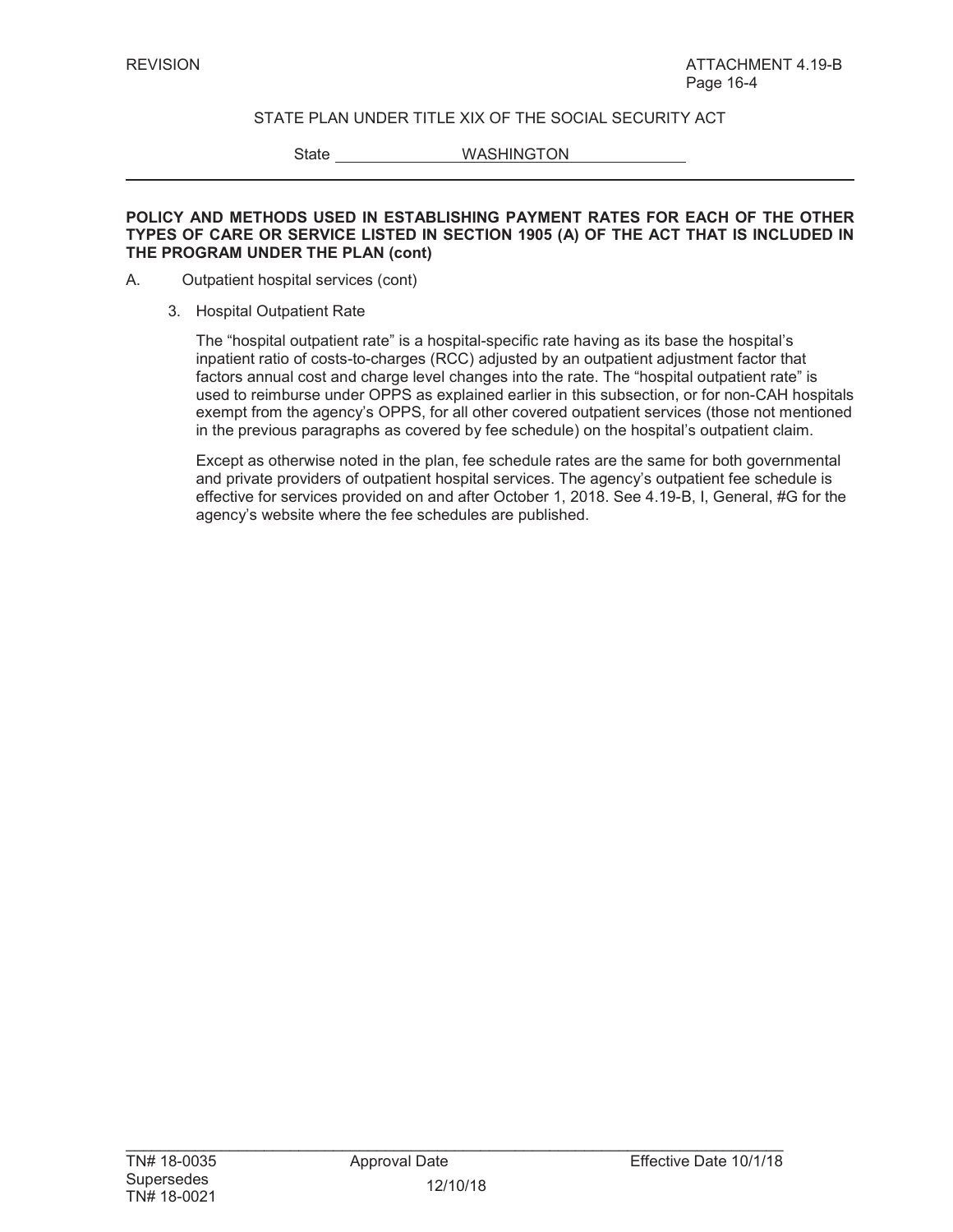STATE PLAN UNDER TITLE XIX OF THE SOCIAL SECURITY ACT

State WASHINGTON

**POLICY AND METHODS USED IN ESTABLISHING PAYMENT RATES FOR EACH OF THE OTHER TYPES OF CARE OR SERVICE LISTED IN SECTION 1905 (A) OF THE ACT THAT IS INCLUDED IN THE PROGRAM UNDER THE PLAN (cont)**

A. Outpatient hospital services (cont)

3. Hospital Outpatient Rate

   The "hospital outpatient rate" is a hospital-specific rate having as its base the hospital's inpatient ratio of costs-to-charges (RCC) adjusted by an outpatient adjustment factor that factors annual cost and charge level changes into the rate. The "hospital outpatient rate" is used to reimburse under OPPS as explained earlier in this subsection, or for non-CAH hospitals exempt from the agency's OPPS, for all other covered outpatient services (those not mentioned in the previous paragraphs as covered by fee schedule) on the hospital's outpatient claim.

   Except as otherwise noted in the plan, fee schedule rates are the same for both governmental and private providers of outpatient hospital services. The agency's outpatient fee schedule is effective for services provided on and after October 1, 2018. See 4.19-B, I, General, #G for the agency's website where the fee schedules are published.

TN# 18-0035 Supersedes TN# 18-0021 | Approval Date 12/10/18 | Effective Date 10/1/18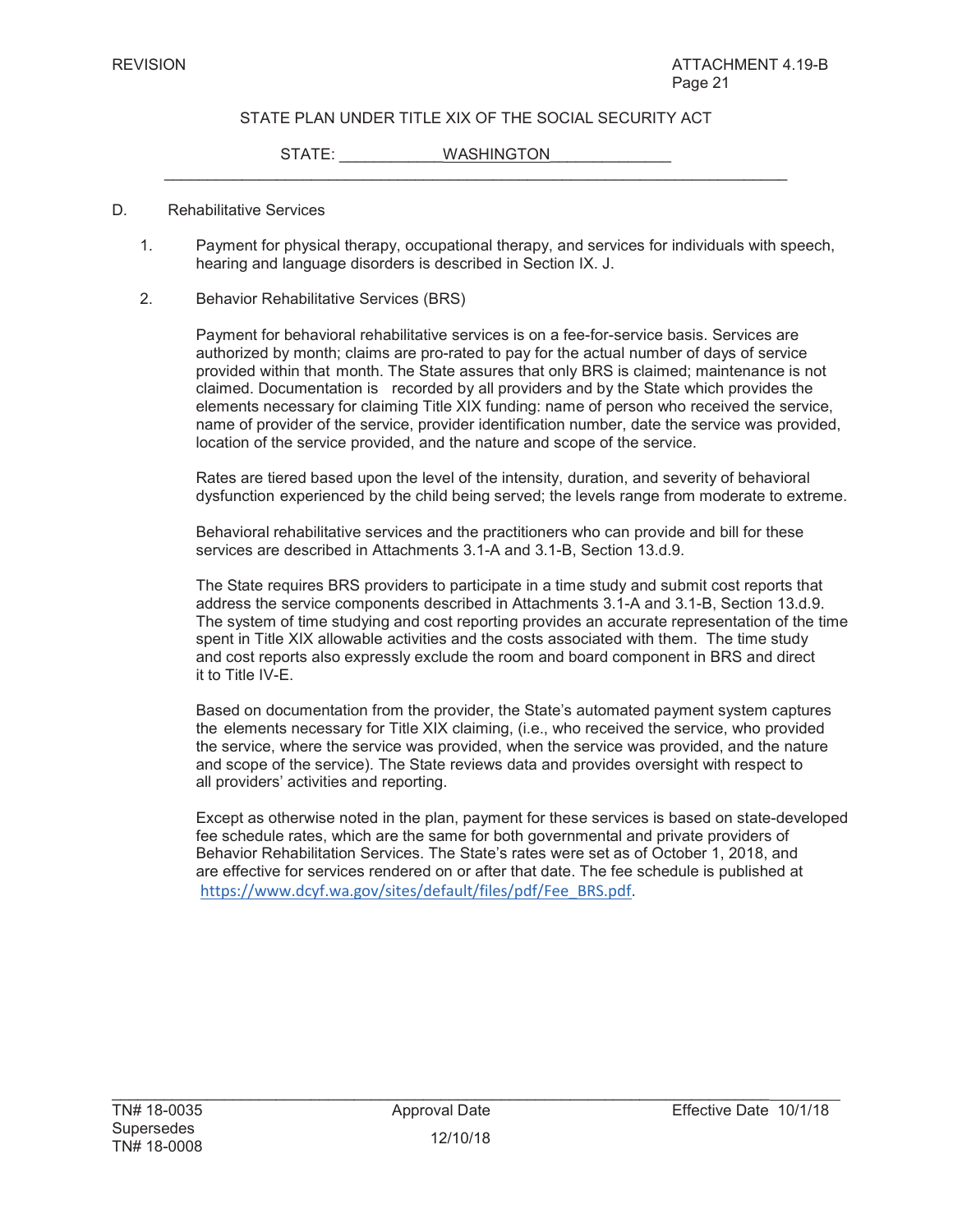STATE PLAN UNDER TITLE XIX OF THE SOCIAL SECURITY ACT

STATE: WASHINGTON

D. Rehabilitative Services

1. Payment for physical therapy, occupational therapy, and services for individuals with speech, hearing and language disorders is described in Section IX. J.

2. Behavior Rehabilitative Services (BRS)

   Payment for behavioral rehabilitative services is on a fee-for-service basis. Services are authorized by month; claims are pro-rated to pay for the actual number of days of service provided within that month. The State assures that only BRS is claimed; maintenance is not claimed. Documentation is recorded by all providers and by the State which provides the elements necessary for claiming Title XIX funding: name of person who received the service, name of provider of the service, provider identification number, date the service was provided, location of the service provided, and the nature and scope of the service.

   Rates are tiered based upon the level of the intensity, duration, and severity of behavioral dysfunction experienced by the child being served; the levels range from moderate to extreme.

   Behavioral rehabilitative services and the practitioners who can provide and bill for these services are described in Attachments 3.1-A and 3.1-B, Section 13.d.9.

   The State requires BRS providers to participate in a time study and submit cost reports that address the service components described in Attachments 3.1-A and 3.1-B, Section 13.d.9. The system of time studying and cost reporting provides an accurate representation of the time spent in Title XIX allowable activities and the costs associated with them. The time study and cost reports also expressly exclude the room and board component in BRS and direct it to Title IV-E.

   Based on documentation from the provider, the State's automated payment system captures the elements necessary for Title XIX claiming, (i.e., who received the service, who provided the service, where the service was provided, when the service was provided, and the nature and scope of the service). The State reviews data and provides oversight with respect to all providers' activities and reporting.

   Except as otherwise noted in the plan, payment for these services is based on state-developed fee schedule rates, which are the same for both governmental and private providers of Behavior Rehabilitation Services. The State's rates were set as of October 1, 2018, and are effective for services rendered on or after that date. The fee schedule is published at https://www.dcyf.wa.gov/sites/default/files/pdf/Fee_BRS.pdf.

TN# 18-0035
Supersedes
TN# 18-0008

Approval Date 12/10/18

Effective Date 10/1/18